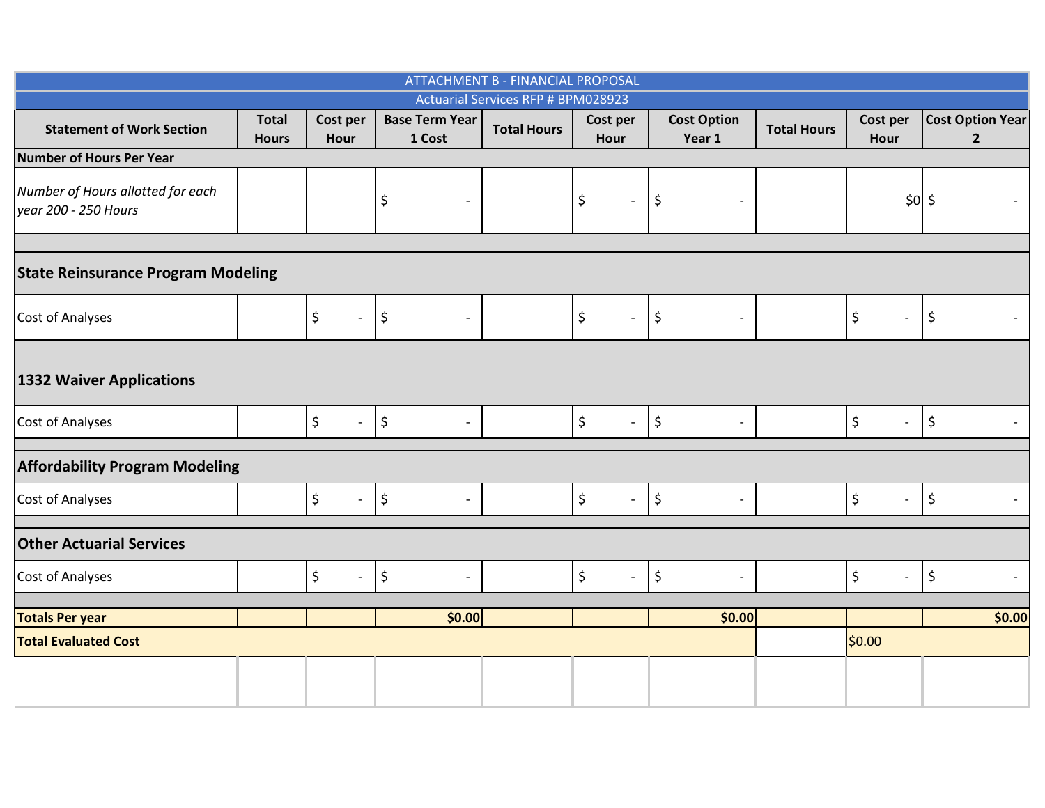| ATTACHMENT B - FINANCIAL PROPOSAL | | | | | | | | | |
|---|---|---|---|---|---|---|---|---|---|
| Actuarial Services RFP # BPM028923 | | | | | | | | | |
| **Statement of Work Section** | **Total Hours** | **Cost per Hour** | **Base Term Year 1 Cost** | **Total Hours** | **Cost per Hour** | **Cost Option Year 1** | **Total Hours** | **Cost per Hour** | **Cost Option Year 2** |
| **Number of Hours Per Year** | | | | | | | | | |
| *Number of Hours allotted for each year 200 - 250 Hours* | | | $ - | | $ - | $ - | | $0 | $ - |
| | | | | | | | | | |
| **State Reinsurance Program Modeling** | | | | | | | | | |
| Cost of Analyses | | $ - | $ - | | $ - | $ - | | $ - | $ - |
| | | | | | | | | | |
| **1332 Waiver Applications** | | | | | | | | | |
| Cost of Analyses | | $ - | $ - | | $ - | $ - | | $ - | $ - |
| | | | | | | | | | |
| **Affordability Program Modeling** | | | | | | | | | |
| Cost of Analyses | | $ - | $ - | | $ - | $ - | | $ - | $ - |
| | | | | | | | | | |
| **Other Actuarial Services** | | | | | | | | | |
| Cost of Analyses | | $ - | $ - | | $ - | $ - | | $ - | $ - |
| | | | | | | | | | |
| **Totals Per year** | | | **$0.00** | | | **$0.00** | | | **$0.00** |
| **Total Evaluated Cost** | | | | | | | | $0.00 | |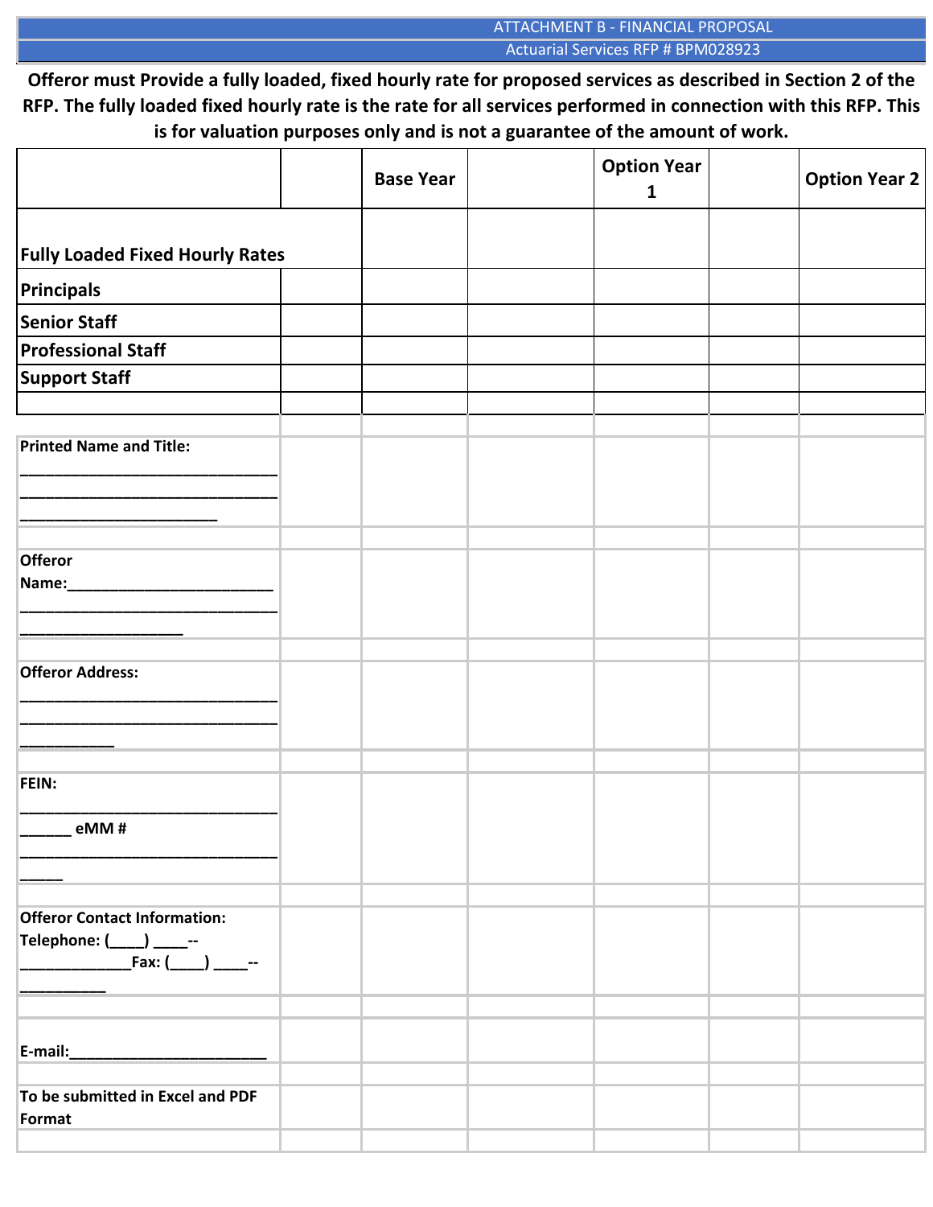ATTACHMENT B - FINANCIAL PROPOSAL

Actuarial Services RFP # BPM028923

**Offeror must Provide a fully loaded, fixed hourly rate for proposed services as described in Section 2 of the RFP. The fully loaded fixed hourly rate is the rate for all services performed in connection with this RFP. This is for valuation purposes only and is not a guarantee of the amount of work.**

| | | Base Year | | Option Year 1 | | Option Year 2 |
|---|---|---|---|---|---|---|
| **Fully Loaded Fixed Hourly Rates** | | | | | | |
| **Principals** | | | | | | |
| **Senior Staff** | | | | | | |
| **Professional Staff** | | | | | | |
| **Support Staff** | | | | | | |
| | | | | | | |

**Printed Name and Title:** ______________________________________________________________________________

**Offeror Name:**_______________________________________________________________

**Offeror Address:** ________________________________________________________________________

**FEIN:** ____________________________________ **eMM #** ___________________________________

**Offeror Contact Information:**
**Telephone: (____) ____--______________Fax: (____) ____--___________**

**E-mail:**________________________

**To be submitted in Excel and PDF Format**